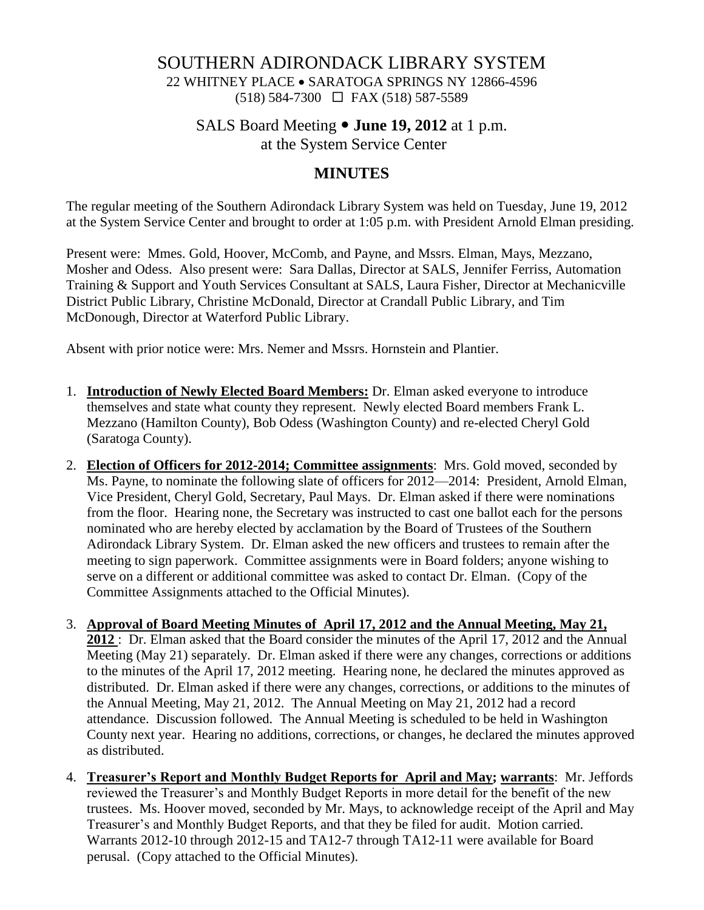# SOUTHERN ADIRONDACK LIBRARY SYSTEM

22 WHITNEY PLACE • SARATOGA SPRINGS NY 12866-4596
(518) 584-7300 ☐ FAX (518) 587-5589

## SALS Board Meeting • **June 19, 2012** at 1 p.m.
## at the System Service Center

## **MINUTES**

The regular meeting of the Southern Adirondack Library System was held on Tuesday, June 19, 2012 at the System Service Center and brought to order at 1:05 p.m. with President Arnold Elman presiding.

Present were: Mmes. Gold, Hoover, McComb, and Payne, and Mssrs. Elman, Mays, Mezzano, Mosher and Odess. Also present were: Sara Dallas, Director at SALS, Jennifer Ferriss, Automation Training & Support and Youth Services Consultant at SALS, Laura Fisher, Director at Mechanicville District Public Library, Christine McDonald, Director at Crandall Public Library, and Tim McDonough, Director at Waterford Public Library.

Absent with prior notice were: Mrs. Nemer and Mssrs. Hornstein and Plantier.

1. **Introduction of Newly Elected Board Members:** Dr. Elman asked everyone to introduce themselves and state what county they represent. Newly elected Board members Frank L. Mezzano (Hamilton County), Bob Odess (Washington County) and re-elected Cheryl Gold (Saratoga County).

2. **Election of Officers for 2012-2014; Committee assignments**: Mrs. Gold moved, seconded by Ms. Payne, to nominate the following slate of officers for 2012—2014: President, Arnold Elman, Vice President, Cheryl Gold, Secretary, Paul Mays. Dr. Elman asked if there were nominations from the floor. Hearing none, the Secretary was instructed to cast one ballot each for the persons nominated who are hereby elected by acclamation by the Board of Trustees of the Southern Adirondack Library System. Dr. Elman asked the new officers and trustees to remain after the meeting to sign paperwork. Committee assignments were in Board folders; anyone wishing to serve on a different or additional committee was asked to contact Dr. Elman. (Copy of the Committee Assignments attached to the Official Minutes).

3. **Approval of Board Meeting Minutes of April 17, 2012 and the Annual Meeting, May 21, 2012** : Dr. Elman asked that the Board consider the minutes of the April 17, 2012 and the Annual Meeting (May 21) separately. Dr. Elman asked if there were any changes, corrections or additions to the minutes of the April 17, 2012 meeting. Hearing none, he declared the minutes approved as distributed. Dr. Elman asked if there were any changes, corrections, or additions to the minutes of the Annual Meeting, May 21, 2012. The Annual Meeting on May 21, 2012 had a record attendance. Discussion followed. The Annual Meeting is scheduled to be held in Washington County next year. Hearing no additions, corrections, or changes, he declared the minutes approved as distributed.

4. **Treasurer's Report and Monthly Budget Reports for April and May; warrants**: Mr. Jeffords reviewed the Treasurer's and Monthly Budget Reports in more detail for the benefit of the new trustees. Ms. Hoover moved, seconded by Mr. Mays, to acknowledge receipt of the April and May Treasurer's and Monthly Budget Reports, and that they be filed for audit. Motion carried. Warrants 2012-10 through 2012-15 and TA12-7 through TA12-11 were available for Board perusal. (Copy attached to the Official Minutes).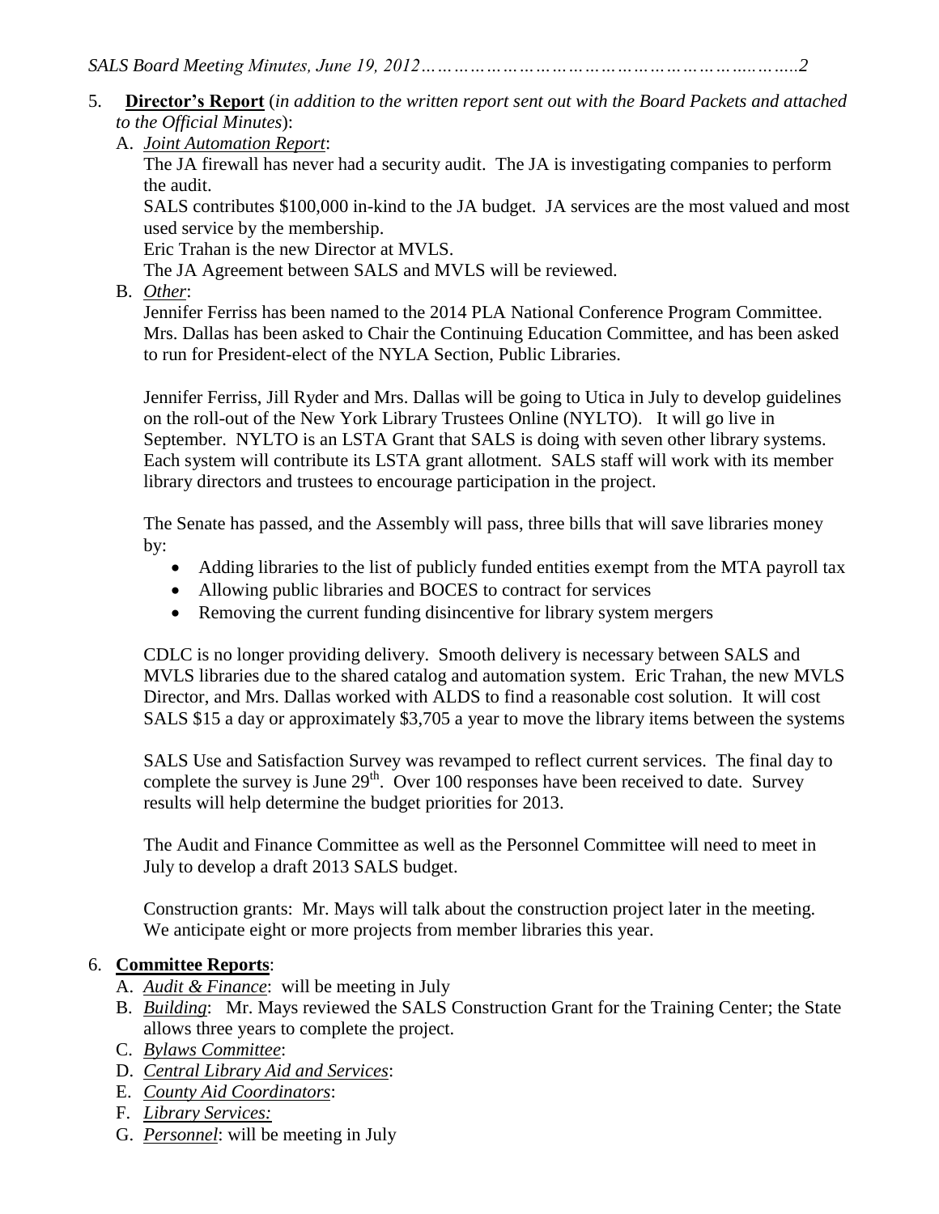5. **Director's Report** (*in addition to the written report sent out with the Board Packets and attached to the Official Minutes*):

   A. *Joint Automation Report*:

   The JA firewall has never had a security audit. The JA is investigating companies to perform the audit.

   SALS contributes $100,000 in-kind to the JA budget. JA services are the most valued and most used service by the membership.

   Eric Trahan is the new Director at MVLS.

   The JA Agreement between SALS and MVLS will be reviewed.

   B. *Other*:

   Jennifer Ferriss has been named to the 2014 PLA National Conference Program Committee. Mrs. Dallas has been asked to Chair the Continuing Education Committee, and has been asked to run for President-elect of the NYLA Section, Public Libraries.

   Jennifer Ferriss, Jill Ryder and Mrs. Dallas will be going to Utica in July to develop guidelines on the roll-out of the New York Library Trustees Online (NYLTO). It will go live in September. NYLTO is an LSTA Grant that SALS is doing with seven other library systems. Each system will contribute its LSTA grant allotment. SALS staff will work with its member library directors and trustees to encourage participation in the project.

   The Senate has passed, and the Assembly will pass, three bills that will save libraries money by:

   - Adding libraries to the list of publicly funded entities exempt from the MTA payroll tax
   - Allowing public libraries and BOCES to contract for services
   - Removing the current funding disincentive for library system mergers

   CDLC is no longer providing delivery. Smooth delivery is necessary between SALS and MVLS libraries due to the shared catalog and automation system. Eric Trahan, the new MVLS Director, and Mrs. Dallas worked with ALDS to find a reasonable cost solution. It will cost SALS $15 a day or approximately $3,705 a year to move the library items between the systems

   SALS Use and Satisfaction Survey was revamped to reflect current services. The final day to complete the survey is June 29th. Over 100 responses have been received to date. Survey results will help determine the budget priorities for 2013.

   The Audit and Finance Committee as well as the Personnel Committee will need to meet in July to develop a draft 2013 SALS budget.

   Construction grants: Mr. Mays will talk about the construction project later in the meeting. We anticipate eight or more projects from member libraries this year.

6. **Committee Reports**:

   A. *Audit & Finance*: will be meeting in July
   B. *Building*: Mr. Mays reviewed the SALS Construction Grant for the Training Center; the State allows three years to complete the project.
   C. *Bylaws Committee*:
   D. *Central Library Aid and Services*:
   E. *County Aid Coordinators*:
   F. *Library Services:*
   G. *Personnel*: will be meeting in July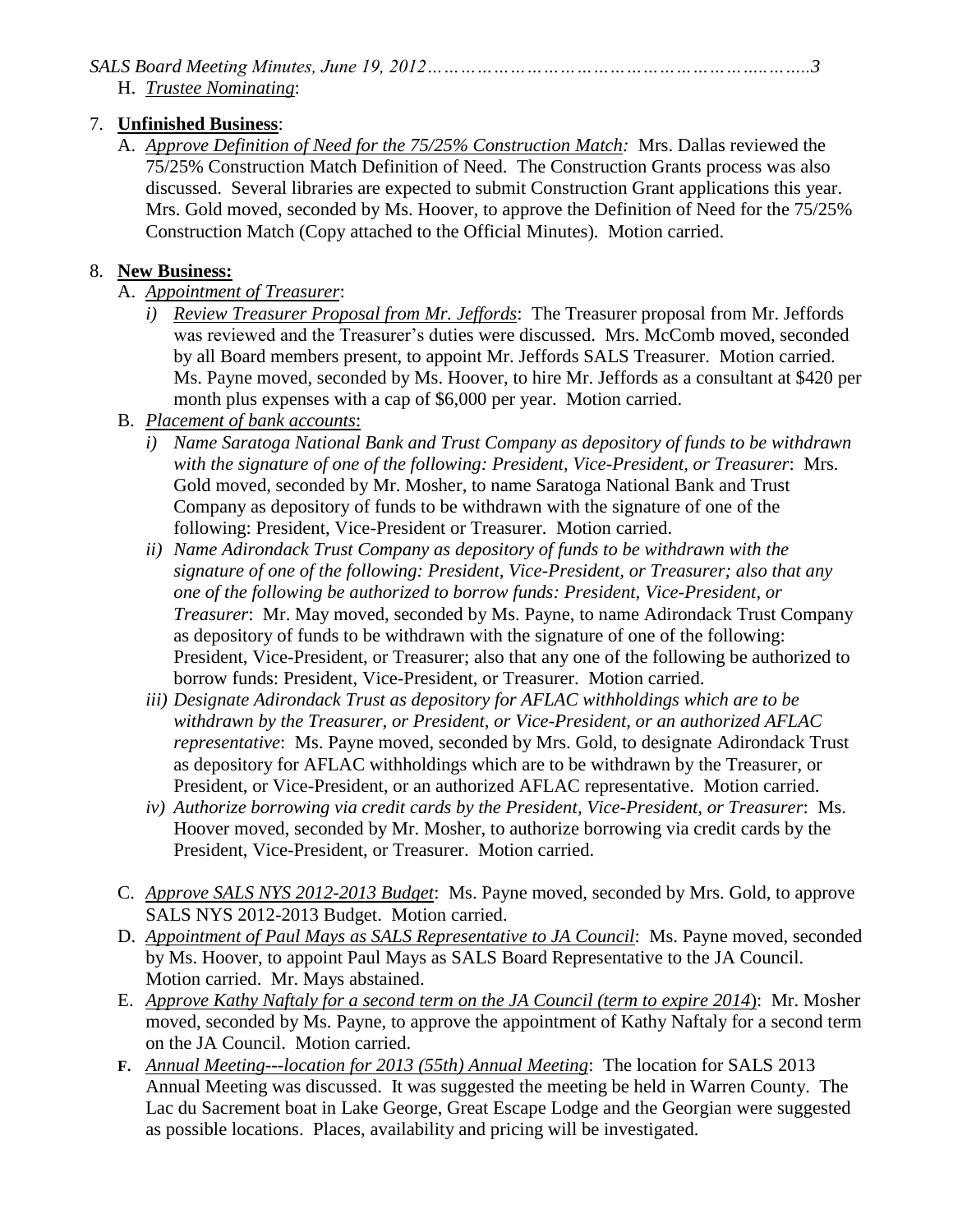H. *Trustee Nominating*:

7. **Unfinished Business**:
   A. *Approve Definition of Need for the 75/25% Construction Match:* Mrs. Dallas reviewed the 75/25% Construction Match Definition of Need. The Construction Grants process was also discussed. Several libraries are expected to submit Construction Grant applications this year. Mrs. Gold moved, seconded by Ms. Hoover, to approve the Definition of Need for the 75/25% Construction Match (Copy attached to the Official Minutes). Motion carried.

8. **New Business:**
   A. *Appointment of Treasurer*:
      i) *Review Treasurer Proposal from Mr. Jeffords*: The Treasurer proposal from Mr. Jeffords was reviewed and the Treasurer's duties were discussed. Mrs. McComb moved, seconded by all Board members present, to appoint Mr. Jeffords SALS Treasurer. Motion carried. Ms. Payne moved, seconded by Ms. Hoover, to hire Mr. Jeffords as a consultant at $420 per month plus expenses with a cap of $6,000 per year. Motion carried.
   B. *Placement of bank accounts*:
      i) *Name Saratoga National Bank and Trust Company as depository of funds to be withdrawn with the signature of one of the following: President, Vice-President, or Treasurer*: Mrs. Gold moved, seconded by Mr. Mosher, to name Saratoga National Bank and Trust Company as depository of funds to be withdrawn with the signature of one of the following: President, Vice-President or Treasurer. Motion carried.
      ii) *Name Adirondack Trust Company as depository of funds to be withdrawn with the signature of one of the following: President, Vice-President, or Treasurer; also that any one of the following be authorized to borrow funds: President, Vice-President, or Treasurer*: Mr. May moved, seconded by Ms. Payne, to name Adirondack Trust Company as depository of funds to be withdrawn with the signature of one of the following: President, Vice-President, or Treasurer; also that any one of the following be authorized to borrow funds: President, Vice-President, or Treasurer. Motion carried.
      iii) *Designate Adirondack Trust as depository for AFLAC withholdings which are to be withdrawn by the Treasurer, or President, or Vice-President, or an authorized AFLAC representative*: Ms. Payne moved, seconded by Mrs. Gold, to designate Adirondack Trust as depository for AFLAC withholdings which are to be withdrawn by the Treasurer, or President, or Vice-President, or an authorized AFLAC representative. Motion carried.
      iv) *Authorize borrowing via credit cards by the President, Vice-President, or Treasurer*: Ms. Hoover moved, seconded by Mr. Mosher, to authorize borrowing via credit cards by the President, Vice-President, or Treasurer. Motion carried.
   C. *Approve SALS NYS 2012-2013 Budget*: Ms. Payne moved, seconded by Mrs. Gold, to approve SALS NYS 2012-2013 Budget. Motion carried.
   D. *Appointment of Paul Mays as SALS Representative to JA Council*: Ms. Payne moved, seconded by Ms. Hoover, to appoint Paul Mays as SALS Board Representative to the JA Council. Motion carried. Mr. Mays abstained.
   E. *Approve Kathy Naftaly for a second term on the JA Council (term to expire 2014)*: Mr. Mosher moved, seconded by Ms. Payne, to approve the appointment of Kathy Naftaly for a second term on the JA Council. Motion carried.
   F. *Annual Meeting---location for 2013 (55th) Annual Meeting*: The location for SALS 2013 Annual Meeting was discussed. It was suggested the meeting be held in Warren County. The Lac du Sacrement boat in Lake George, Great Escape Lodge and the Georgian were suggested as possible locations. Places, availability and pricing will be investigated.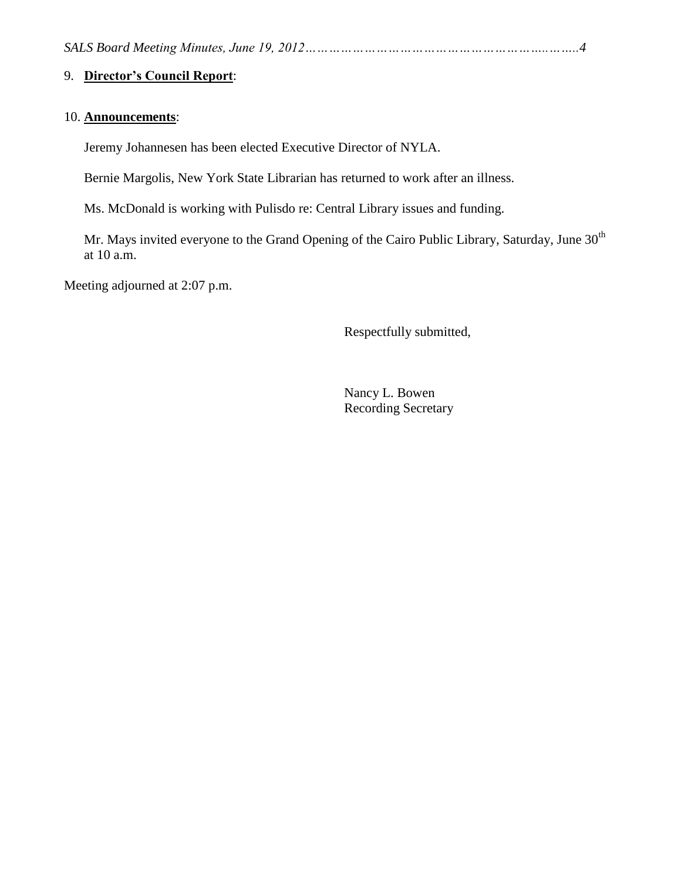9. **Director's Council Report**:

10. **Announcements**:

Jeremy Johannesen has been elected Executive Director of NYLA.

Bernie Margolis, New York State Librarian has returned to work after an illness.

Ms. McDonald is working with Pulisdo re: Central Library issues and funding.

Mr. Mays invited everyone to the Grand Opening of the Cairo Public Library, Saturday, June 30th at 10 a.m.

Meeting adjourned at 2:07 p.m.

Respectfully submitted,

Nancy L. Bowen
Recording Secretary